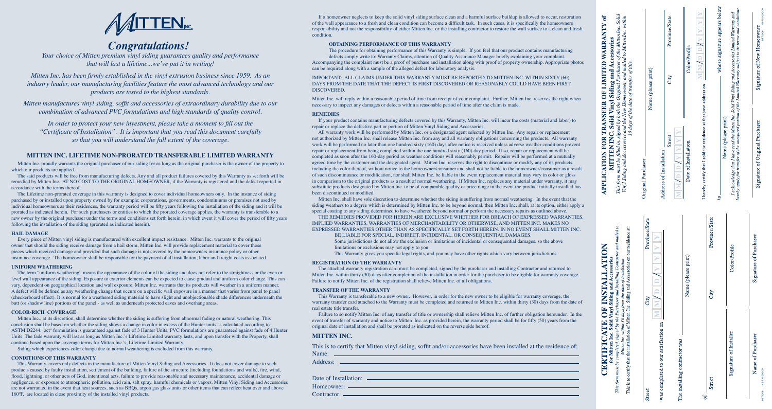# MITTEN INC.

## *Congratulations!*

*Your choice of Mitten premium vinyl siding guarantees quality and performance that will last a lifetime...we've put it in writing!*

*Mitten Inc. has been firmly established in the vinyl extrusion business since 1959. As an industry leader, our manufacturing facilities feature the most advanced technology and our products are tested to the highest standards.*

*Mitten manufactures vinyl siding, soffit and accessories of extraordinary durability due to our combination of advanced PVC formulations and high standards of quality control.*

*In order to protect your new investment, please take a moment to fill out the "Certificate of Installation". It is important that you read this document carefully so that you will understand the full extent of the coverage.*

## MITTEN INC. LIFETIME NON-PRORATED TRANSFERABLE LIMITED WARRANTY

Mitten Inc. proudly warrants the original purchaser of our siding for as long as the original purchaser is the owner of the property to which our products are applied.

The said products will be free from manufacturing defects. Any and all product failures covered by this Warranty as set forth will be remedied by Mitten Inc. AT NO COST TO THE ORIGINAL HOMEOWNER, if the Warranty is registered and the defect reported in accordance with the terms thereof.

The Lifetime non-prorated coverage in this warranty is designed to cover individual homeowners only. In the instance of siding purchased by or installed upon property owned by for example; corporations, governments, condominiums or premises not used by individual homeowners as their residences, the warranty period will be fifty years following the installation of the siding and it will be prorated as indicated herein. For such purchasers or entities to which the prorated coverage applies, the warranty is transferable to a new owner by the original purchaser under the terms and conditions set forth herein, in which event it will cover the period of fifty years following the installation of the siding (prorated as indicated herein).

### HAIL DAMAGE

Every piece of Mitten vinyl siding is manufactured with excellent impact resistance. Mitten Inc. warrants to the original owner that should the siding receive damage from a hail storm, Mitten Inc. will provide replacement material to cover those pieces which received damage and provided that such damage is not covered by the homeowners insurance policy or other insurance coverage. The homeowner shall be responsible for the payment of all installation, labor and freight costs associated.

### UNIFORM WEATHERING

The term "uniform weathering" means the appearance of the color of the siding and does not refer to the straightness or the even or level wall appearance of the siding. Exposure to exterior elements can be expected to cause gradual and uniform color change. This can vary, dependent on geographical location and wall exposure. Mitten Inc. warrants that its products will weather in a uniform manner. A defect will be defined as any weathering change that occurs on a specific wall exposure in a manner that varies from panel to panel (checkerboard effect). It is normal for a weathered siding material to have slight and unobjectionable shade differences underneath the butt (or shadow line) portions of the panel - as well as underneath protected eaves and overhang areas.

### COLOR-RICH COVERAGE

Mitten Inc., at its discretion, shall determine whether the siding is suffering from abnormal fading or natural weathering. This conclusion shall be based on whether the siding shows a change in color in excess of the Hunter units as calculated according to ASTM D2244. act* formulation is guaranteed against fade of 3 Hunter Units. PVC formulations are guaranteed against fade of 4 Hunter Units. The fade warranty will last as long as Mitten Inc.'s Lifetime Limited warranty lasts, and upon transfer with the Property, shall continue based upon the coverage terms for Mitten Inc.'s, Lifetime Limited Warranty.

Siding which experiences color change due to normal weathering is excluded from this warranty.

### CONDITIONS OF THIS WARRANTY

This Warranty covers only defects in the manufacture of Mitten Vinyl Siding and Accessories. It does not cover damage to such products caused by faulty installation, settlement of the building, failure of the structure (including foundations and walls), fire, wind, flood, lightning, or other acts of God, intentional acts, failure to provide reasonable and necessary maintenance, accidental damage or negligence, or exposure to atmospheric pollution, acid rain, salt spray, harmful chemicals or vapors. Mitten Vinyl Siding and Accessories are not warranted in the event that heat sources, such as BBQs, argon gas glass units or other items that can reflect heat over and above 160°F, are located in close proximity of the installed vinyl products.

If a homeowner neglects to keep the solid vinyl siding surface clean and a harmful surface buildup is allowed to occur, restoration of the wall appearance to a fresh and clean condition can become a difficult task. In such cases, it is specifically the homeowners responsibility and not the responsibility of either Mitten Inc. or the installing contractor to restore the wall surface to a clean and fresh condition.

### OBTAINING PERFORMANCE OF THIS WARRANTY

The procedure for obtaining performance of this Warranty is simple. If you feel that our product contains manufacturing defects simply write to: Warranty Claims, attention of Quality Assurance Manager briefly explaining your complaint. Accompanying the complaint must be a proof of purchase and installation along with proof of property ownership. Appropriate photos can be required along with a sample of the alleged defect for laboratory analysis.

IMPORTANT: ALL CLAIMS UNDER THIS WARRANTY MUST BE REPORTED TO MITTEN INC. WITHIN SIXTY (60) DAYS FROM THE DATE THAT THE DEFECT IS FIRST DISCOVERED OR REASONABLY COULD HAVE BEEN FIRST DISCOVERED.

Mitten Inc. will reply within a reasonable period of time from receipt of your complaint. Further, Mitten Inc. reserves the right when necessary to inspect any damages or defects within a reasonable period of time after the claim is made.

### REMEDIES

If your product contains manufacturing defects covered by this Warranty, Mitten Inc. will incur the costs (material and labor) to repair or replace the defective part or portion of Mitten Vinyl Siding and Accessories.

All warranty work will be performed by Mitten Inc. or a designated agent selected by Mitten Inc. Any repair or replacement not authorized by Mitten Inc. shall release Mitten Inc. from any and all warranty obligations concerning the products. All warranty work will be performed no later than one hundred sixty (160) days after notice is received unless adverse weather conditions prevent repair or replacement from being completed within the one hundred sixty (160) day period. If so, repair or replacement will be completed as soon after the 160-day period as weather conditions will reasonably permit. Repairs will be performed at a mutually agreed time by the customer and the designated agent. Mitten Inc. reserves the right to discontinue or modify any of its products, including the color thereof, without notice to the homeowner/consumer and shall not be liable to the homeowner/consumer as a result of such discontinuance or modification, nor shall Mitten Inc. be liable in the event replacement material may vary in color or gloss in comparison to the original products as a result of normal weathering. If Mitten Inc. replaces any material under warranty, it may substitute products designated by Mitten Inc. to be of comparable quality or price range in the event the product initially installed has been discontinued or modified.

Mitten Inc. shall have sole discretion to determine whether the siding is suffering from normal weathering. In the event that the siding weathers to a degree which is determined by Mitten Inc. to be beyond normal, then Mitten Inc. shall, at its option, either apply a special coating to any siding determined to have weathered beyond normal or perform the necessary repairs as outlined above.

THE REMEDIES PROVIDED FOR HEREIN ARE EXCLUSIVE WHETHER FOR BREACH OF EXPRESSED WARRANTIES, IMPLIED WARRANTIES, WARRANTIES OF MERCHANTABILITY OR OTHERWISE, AND MITTEN INC. MAKES NO EXPRESSED WARRANTIES OTHER THAN AS SPECIFICALLY SET FORTH HEREIN. IN NO EVENT SHALL MITTEN INC. BE LIABLE FOR SPECIAL, INDIRECT, INCIDENTAL, OR CONSEQUENTIAL DAMAGES.

Some jurisdictions do not allow the exclusion or limitations of incidental or consequential damages, so the above limitations or exclusions may not apply to you.

This Warranty gives you specific legal rights, and you may have other rights which vary between jurisdictions.

### REGISTRATION OF THE WARRANTY

The attached warranty registration card must be completed, signed by the purchaser and installing Contractor and returned to Mitten Inc. within thirty (30) days after completion of the installation in order for the purchaser to be eligible for warranty coverage. Failure to notify Mitten Inc. of the registration shall relieve Mitten Inc. of all obligations.

### TRANSFER OF THE WARRANTY

This Warranty is transferable to a new owner. However, in order for the new owner to be eligible for warranty coverage, the warranty transfer card attached to the Warranty must be completed and returned to Mitten Inc. within thirty (30) days from the date of real estate title transfer.

Failure to so notify Mitten Inc. of any transfer of title or ownership shall relieve Mitten Inc. of further obligation hereunder. In the event of transfer of warranty and notice to Mitten Inc. as provided herein, the warranty period shall be for fifty (50) years from the original date of installation and shall be prorated as indicated on the reverse side hereof.

## MITTEN INC.

This is to certify that Mitten vinyl siding, soffit and/or accessories have been installed at the residence of:

Name: \_\_\_\_\_\_\_\_\_\_

Address: \_\_\_\_\_\_\_\_\_\_

Date of Installation: \_\_\_\_\_\_\_\_\_\_

Homeowner: \_\_\_\_\_\_\_\_\_\_

Contractor: \_\_\_\_\_\_\_\_\_\_

## CERTIFICATE OF INSTALLATION

**for Mitten Inc. Solid Vinyl Siding and Accessories**

*This form must be completed, signed by the Purchaser and Installing Contractor and mailed to Mitten Inc. within 30 days from the date of installation*

This is to certify that the installation of Mitten Inc. Siding and Accessories on our residence at:

Street \_\_\_\_\_\_\_\_\_\_ City \_\_\_\_\_\_\_\_\_\_ Province/State \_\_\_\_\_\_\_\_\_\_

was completed to our satisfaction on M M / D D / Y Y Y Y

The installing contractor was \_\_\_\_\_\_\_\_\_\_ Name (please print)

of \_\_\_\_\_\_\_\_\_\_ Street \_\_\_\_\_\_\_\_\_\_ City \_\_\_\_\_\_\_\_\_\_ Province/State

\_\_\_\_\_\_\_\_\_\_ Signature of Installer \_\_\_\_\_\_\_\_\_\_ Color/Profile

\_\_\_\_\_\_\_\_\_\_ Name of Purchaser \_\_\_\_\_\_\_\_\_\_ Signature of Purchaser

## APPLICATION FOR TRANSFER OF LIMITED WARRANTY of MITTEN INC. Solid Vinyl Siding and Accessories

*This form must be filled in, signed by both the Original Purchaser of the Mitten Inc. Solid Vinyl Siding and Accessories and the New Homeowner, and mailed to Mitten Inc. within 30 days of the date of transfer of title.*

Original Purchaser \_\_\_\_\_\_\_\_\_\_ Name (please print)

Address of Installation \_\_\_\_\_\_\_\_\_\_ Street \_\_\_\_\_\_\_\_\_\_ City \_\_\_\_\_\_\_\_\_\_ Province/State

M M / D D / Y Y Y Y Date of Installation \_\_\_\_\_\_\_\_\_\_ Color/Profile

I hereby certify that I sold the residence at the above address on M M / D D / Y Y Y Y

to \_\_\_\_\_\_\_\_\_\_ Name (please print) whose signature appears below

*I acknowledge that I have read the Mitten Inc. Solid Vinyl Siding and Accessories Limited Warranty and hereby apply for transfer of the unexpired portion of the Limited Warranty subject to its terms and conditions*

\_\_\_\_\_\_\_\_\_\_ Signature of Original Purchaser \_\_\_\_\_\_\_\_\_\_ Signature of New Homeowner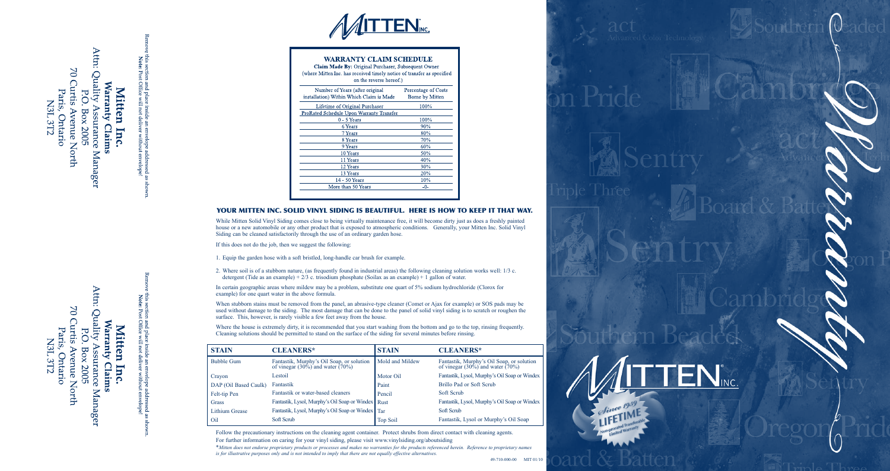Remove this section and place inside an envelope addressed as shown.
**Note:** Post Office will not deliver without envelope!

**Mitten Inc.**
**Warranty Claims**
Attn: Quality Assurance Manager
P.O. Box 2005
70 Curtis Avenue North
Paris, Ontario
N3L 3T2

Remove this section and place inside an envelope addressed as shown.
**Note:** Post Office will not deliver without envelope!

**Mitten Inc.**
**Warranty Claims**
Attn: Quality Assurance Manager
P.O. Box 2005
70 Curtis Avenue North
Paris, Ontario
N3L 3T2

MITTEN INC.

## WARRANTY CLAIM SCHEDULE

**Claim Made By:** Original Purchaser, Subsequent Owner (where Mitten Inc. has received timely notice of transfer as specified on the reverse hereof.)

| Number of Years (after original installation) Within Which Claim is Made | Percentage of Costs Borne by Mitten |
|---|---|
| Lifetime of Original Purchaser | 100% |
| ProRated Schedule Upon Warranty Transfer | |
| 0 - 5 Years | 100% |
| 6 Years | 90% |
| 7 Years | 80% |
| 8 Years | 70% |
| 9 Years | 60% |
| 10 Years | 50% |
| 11 Years | 40% |
| 12 Years | 30% |
| 13 Years | 20% |
| 14 - 50 Years | 10% |
| More than 50 Years | -0- |

## YOUR MITTEN INC. SOLID VINYL SIDING IS BEAUTIFUL. HERE IS HOW TO KEEP IT THAT WAY.

While Mitten Solid Vinyl Siding comes close to being virtually maintenance free, it will become dirty just as does a freshly painted house or a new automobile or any other product that is exposed to atmospheric conditions. Generally, your Mitten Inc. Solid Vinyl Siding can be cleaned satisfactorily through the use of an ordinary garden hose.

If this does not do the job, then we suggest the following:

1. Equip the garden hose with a soft bristled, long-handle car brush for example.

2. Where soil is of a stubborn nature, (as frequently found in industrial areas) the following cleaning solution works well: 1/3 c. detergent (Tide as an example) + 2/3 c. trisodium phosphate (Soilax as an example) + 1 gallon of water.

In certain geographic areas where mildew may be a problem, substitute one quart of 5% sodium hydrochloride (Clorox for example) for one quart water in the above formula.

When stubborn stains must be removed from the panel, an abrasive-type cleaner (Comet or Ajax for example) or SOS pads may be used without damage to the siding. The most damage that can be done to the panel of solid vinyl siding is to scratch or roughen the surface. This, however, is rarely visible a few feet away from the house.

Where the house is extremely dirty, it is recommended that you start washing from the bottom and go to the top, rinsing frequently. Cleaning solutions should be permitted to stand on the surface of the siding for several minutes before rinsing.

| STAIN | CLEANERS* | STAIN | CLEANERS* |
|---|---|---|---|
| Bubble Gum | Fantastik, Murphy's Oil Soap, or solution of vinegar (30%) and water (70%) | Mold and Mildew | Fantastik, Murphy's Oil Soap, or solution of vinegar (30%) and water (70%) |
| Crayon | Lestoil | Motor Oil | Fantastik, Lysol, Murphy's Oil Soap or Windex |
| DAP (Oil Based Caulk) | Fantastik | Paint | Brillo Pad or Soft Scrub |
| Felt-tip Pen | Fantastik or water-based cleaners | Pencil | Soft Scrub |
| Grass | Fantastik, Lysol, Murphy's Oil Soap or Windex | Rust | Fantastik, Lysol, Murphy's Oil Soap or Windex |
| Lithium Grease | Fantastik, Lysol, Murphy's Oil Soap or Windex | Tar | Soft Scrub |
| Oil | Soft Scrub | Top Soil | Fantastik, Lysol or Murphy's Oil Soap |

Follow the precautionary instructions on the cleaning agent container. Protect shrubs from direct contact with cleaning agents.

For further information on caring for your vinyl siding, please visit www.vinylsiding.org/aboutsiding

*\*Mitten does not endorse proprietary products or processes and makes no warranties for the products referenced herein. Reference to proprietary names is for illustrative purposes only and is not intended to imply that there are not equally effective alternatives.*

49-710-000-00 MIT 01/10

# Warranty

MITTEN INC.

Since 1959
LIFETIME
Non-prorated Transferable Limited Warranty